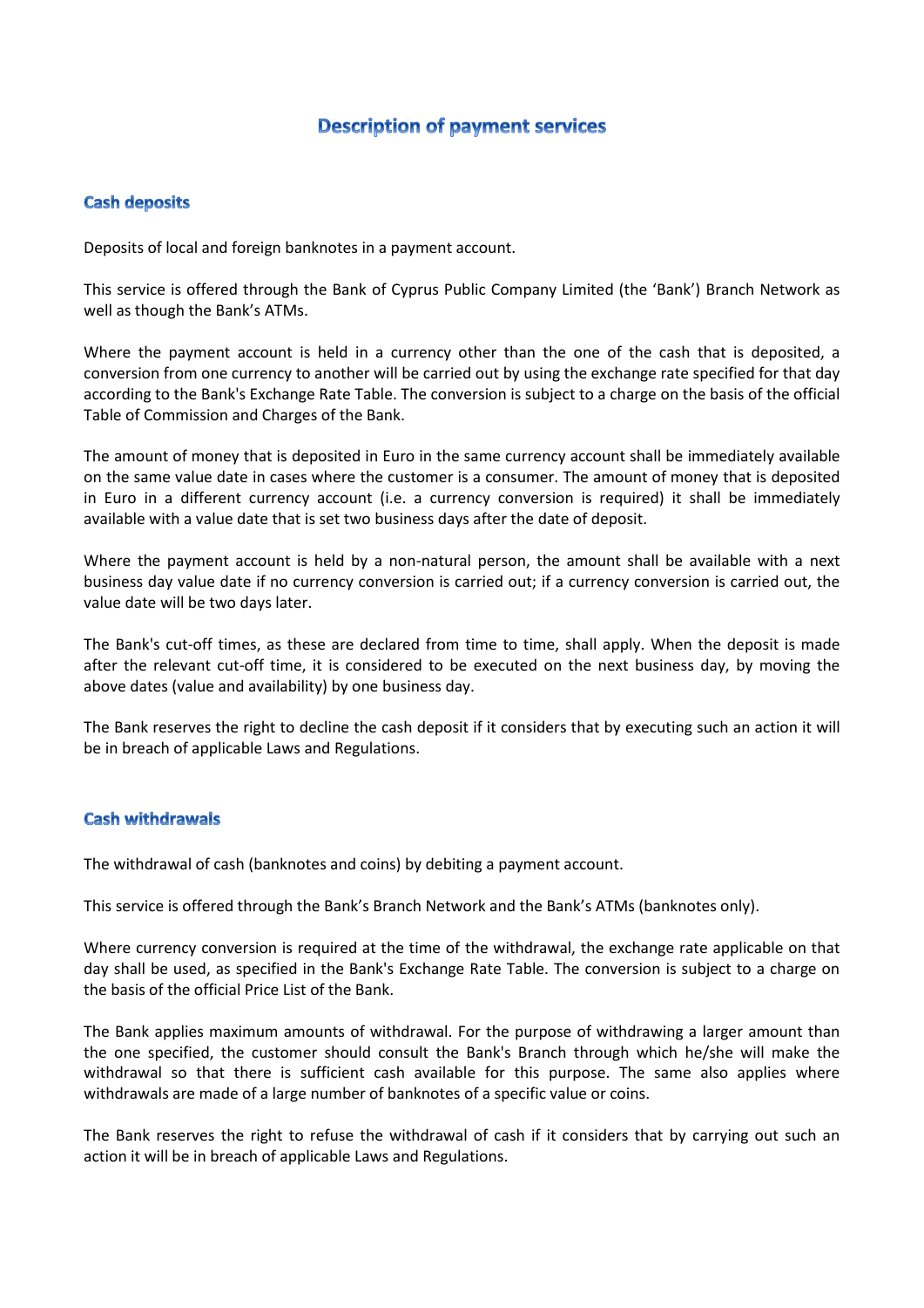# Description of payment services

## Cash deposits

Deposits of local and foreign banknotes in a payment account.

This service is offered through the Bank of Cyprus Public Company Limited (the 'Bank') Branch Network as well as though the Bank's ATMs.

Where the payment account is held in a currency other than the one of the cash that is deposited, a conversion from one currency to another will be carried out by using the exchange rate specified for that day according to the Bank's Exchange Rate Table. The conversion is subject to a charge on the basis of the official Table of Commission and Charges of the Bank.

The amount of money that is deposited in Euro in the same currency account shall be immediately available on the same value date in cases where the customer is a consumer. The amount of money that is deposited in Euro in a different currency account (i.e. a currency conversion is required) it shall be immediately available with a value date that is set two business days after the date of deposit.

Where the payment account is held by a non-natural person, the amount shall be available with a next business day value date if no currency conversion is carried out; if a currency conversion is carried out, the value date will be two days later.

The Bank's cut-off times, as these are declared from time to time, shall apply. When the deposit is made after the relevant cut-off time, it is considered to be executed on the next business day, by moving the above dates (value and availability) by one business day.

The Bank reserves the right to decline the cash deposit if it considers that by executing such an action it will be in breach of applicable Laws and Regulations.

## Cash withdrawals

The withdrawal of cash (banknotes and coins) by debiting a payment account.

This service is offered through the Bank's Branch Network and the Bank's ATMs (banknotes only).

Where currency conversion is required at the time of the withdrawal, the exchange rate applicable on that day shall be used, as specified in the Bank's Exchange Rate Table. The conversion is subject to a charge on the basis of the official Price List of the Bank.

The Bank applies maximum amounts of withdrawal. For the purpose of withdrawing a larger amount than the one specified, the customer should consult the Bank's Branch through which he/she will make the withdrawal so that there is sufficient cash available for this purpose. The same also applies where withdrawals are made of a large number of banknotes of a specific value or coins.

The Bank reserves the right to refuse the withdrawal of cash if it considers that by carrying out such an action it will be in breach of applicable Laws and Regulations.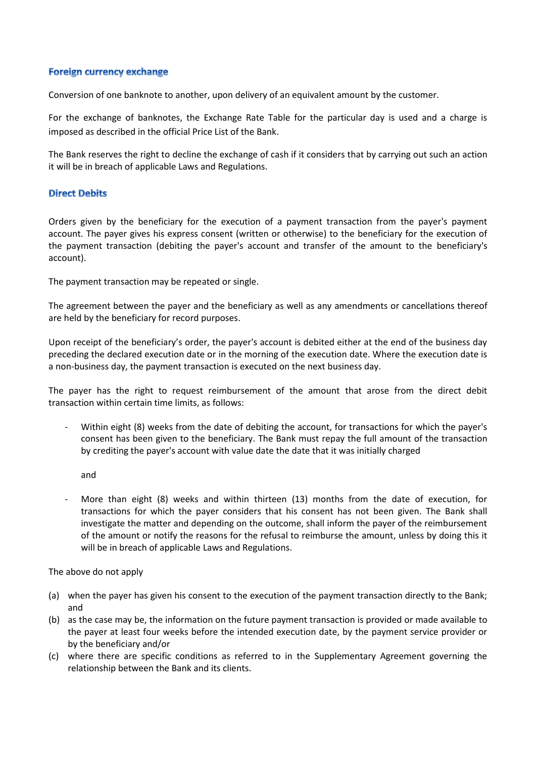## Foreign currency exchange

Conversion of one banknote to another, upon delivery of an equivalent amount by the customer.

For the exchange of banknotes, the Exchange Rate Table for the particular day is used and a charge is imposed as described in the official Price List of the Bank.

The Bank reserves the right to decline the exchange of cash if it considers that by carrying out such an action it will be in breach of applicable Laws and Regulations.

## Direct Debits

Orders given by the beneficiary for the execution of a payment transaction from the payer's payment account. The payer gives his express consent (written or otherwise) to the beneficiary for the execution of the payment transaction (debiting the payer's account and transfer of the amount to the beneficiary's account).

The payment transaction may be repeated or single.

The agreement between the payer and the beneficiary as well as any amendments or cancellations thereof are held by the beneficiary for record purposes.

Upon receipt of the beneficiary's order, the payer's account is debited either at the end of the business day preceding the declared execution date or in the morning of the execution date. Where the execution date is a non-business day, the payment transaction is executed on the next business day.

The payer has the right to request reimbursement of the amount that arose from the direct debit transaction within certain time limits, as follows:

- Within eight (8) weeks from the date of debiting the account, for transactions for which the payer's consent has been given to the beneficiary. The Bank must repay the full amount of the transaction by crediting the payer's account with value date the date that it was initially charged

  and

- More than eight (8) weeks and within thirteen (13) months from the date of execution, for transactions for which the payer considers that his consent has not been given. The Bank shall investigate the matter and depending on the outcome, shall inform the payer of the reimbursement of the amount or notify the reasons for the refusal to reimburse the amount, unless by doing this it will be in breach of applicable Laws and Regulations.

The above do not apply

(a) when the payer has given his consent to the execution of the payment transaction directly to the Bank; and
(b) as the case may be, the information on the future payment transaction is provided or made available to the payer at least four weeks before the intended execution date, by the payment service provider or by the beneficiary and/or
(c) where there are specific conditions as referred to in the Supplementary Agreement governing the relationship between the Bank and its clients.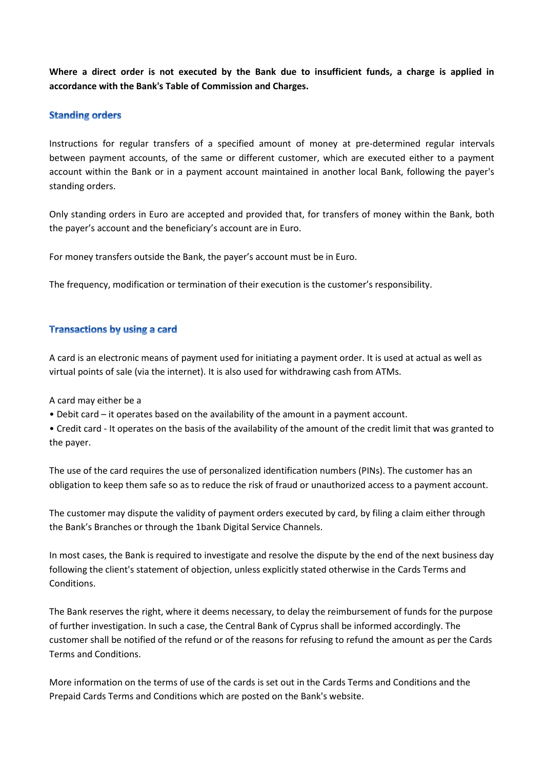**Where a direct order is not executed by the Bank due to insufficient funds, a charge is applied in accordance with the Bank's Table of Commission and Charges.**

## Standing orders

Instructions for regular transfers of a specified amount of money at pre-determined regular intervals between payment accounts, of the same or different customer, which are executed either to a payment account within the Bank or in a payment account maintained in another local Bank, following the payer's standing orders.

Only standing orders in Euro are accepted and provided that, for transfers of money within the Bank, both the payer's account and the beneficiary's account are in Euro.

For money transfers outside the Bank, the payer's account must be in Euro.

The frequency, modification or termination of their execution is the customer's responsibility.

## Transactions by using a card

A card is an electronic means of payment used for initiating a payment order. It is used at actual as well as virtual points of sale (via the internet). It is also used for withdrawing cash from ATMs.

A card may either be a

- Debit card – it operates based on the availability of the amount in a payment account.
- Credit card - It operates on the basis of the availability of the amount of the credit limit that was granted to the payer.

The use of the card requires the use of personalized identification numbers (PINs). The customer has an obligation to keep them safe so as to reduce the risk of fraud or unauthorized access to a payment account.

The customer may dispute the validity of payment orders executed by card, by filing a claim either through the Bank's Branches or through the 1bank Digital Service Channels.

In most cases, the Bank is required to investigate and resolve the dispute by the end of the next business day following the client's statement of objection, unless explicitly stated otherwise in the Cards Terms and Conditions.

The Bank reserves the right, where it deems necessary, to delay the reimbursement of funds for the purpose of further investigation. In such a case, the Central Bank of Cyprus shall be informed accordingly. The customer shall be notified of the refund or of the reasons for refusing to refund the amount as per the Cards Terms and Conditions.

More information on the terms of use of the cards is set out in the Cards Terms and Conditions and the Prepaid Cards Terms and Conditions which are posted on the Bank's website.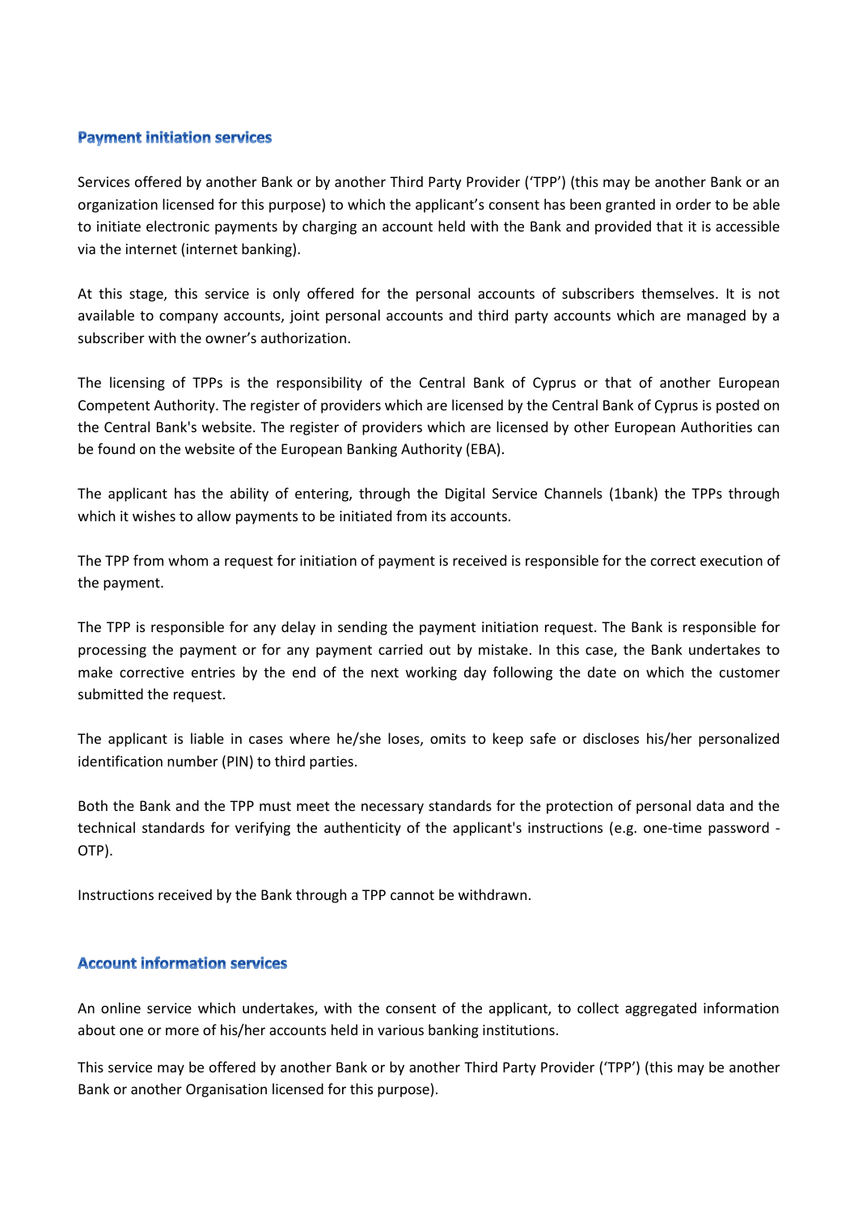## Payment initiation services

Services offered by another Bank or by another Third Party Provider ('TPP') (this may be another Bank or an organization licensed for this purpose) to which the applicant's consent has been granted in order to be able to initiate electronic payments by charging an account held with the Bank and provided that it is accessible via the internet (internet banking).

At this stage, this service is only offered for the personal accounts of subscribers themselves. It is not available to company accounts, joint personal accounts and third party accounts which are managed by a subscriber with the owner's authorization.

The licensing of TPPs is the responsibility of the Central Bank of Cyprus or that of another European Competent Authority. The register of providers which are licensed by the Central Bank of Cyprus is posted on the Central Bank's website. The register of providers which are licensed by other European Authorities can be found on the website of the European Banking Authority (EBA).

The applicant has the ability of entering, through the Digital Service Channels (1bank) the TPPs through which it wishes to allow payments to be initiated from its accounts.

The TPP from whom a request for initiation of payment is received is responsible for the correct execution of the payment.

The TPP is responsible for any delay in sending the payment initiation request. The Bank is responsible for processing the payment or for any payment carried out by mistake. In this case, the Bank undertakes to make corrective entries by the end of the next working day following the date on which the customer submitted the request.

The applicant is liable in cases where he/she loses, omits to keep safe or discloses his/her personalized identification number (PIN) to third parties.

Both the Bank and the TPP must meet the necessary standards for the protection of personal data and the technical standards for verifying the authenticity of the applicant's instructions (e.g. one-time password - OTP).

Instructions received by the Bank through a TPP cannot be withdrawn.

## Account information services

An online service which undertakes, with the consent of the applicant, to collect aggregated information about one or more of his/her accounts held in various banking institutions.

This service may be offered by another Bank or by another Third Party Provider ('TPP') (this may be another Bank or another Organisation licensed for this purpose).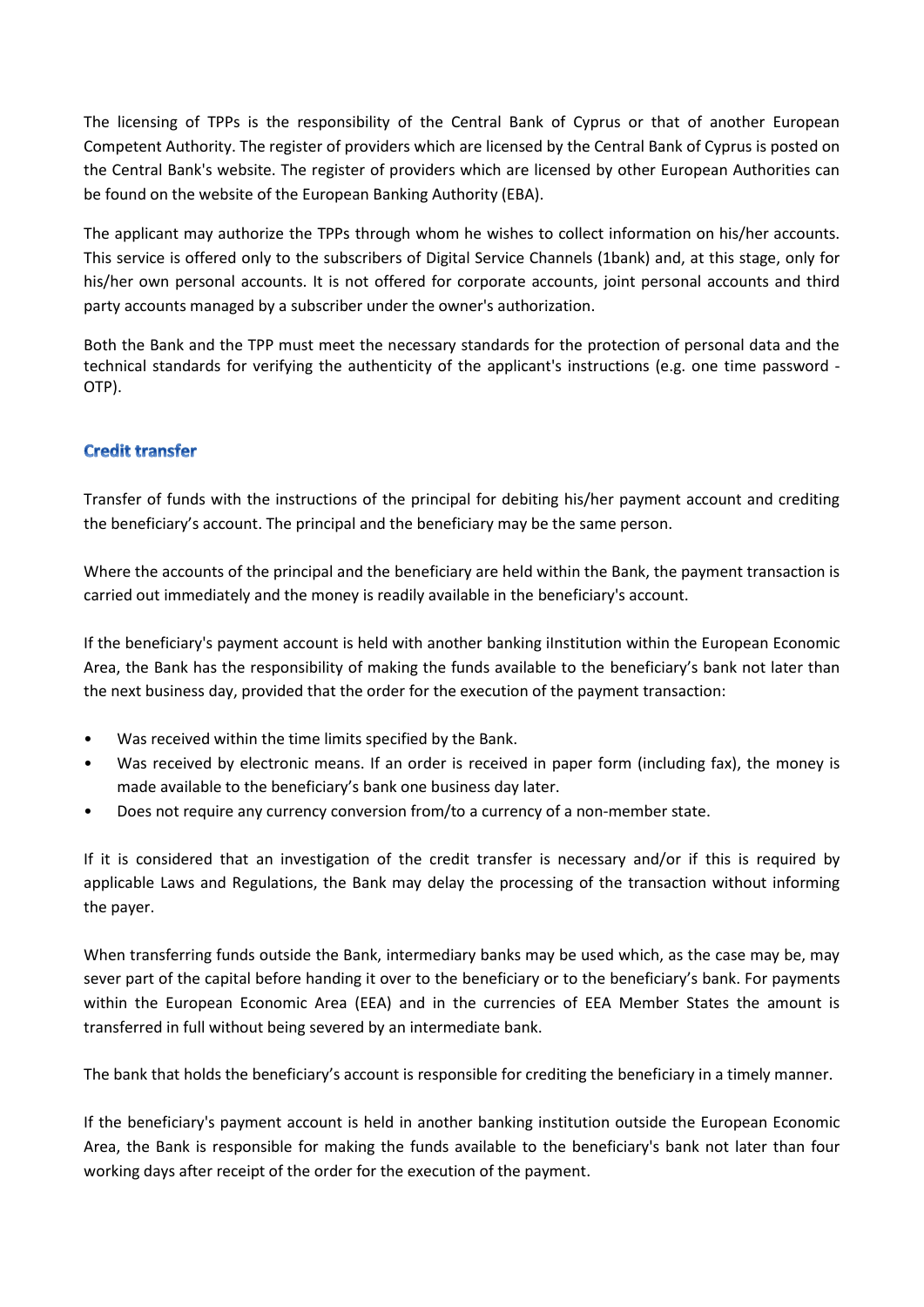The licensing of TPPs is the responsibility of the Central Bank of Cyprus or that of another European Competent Authority. The register of providers which are licensed by the Central Bank of Cyprus is posted on the Central Bank's website. The register of providers which are licensed by other European Authorities can be found on the website of the European Banking Authority (EBA).

The applicant may authorize the TPPs through whom he wishes to collect information on his/her accounts. This service is offered only to the subscribers of Digital Service Channels (1bank) and, at this stage, only for his/her own personal accounts. It is not offered for corporate accounts, joint personal accounts and third party accounts managed by a subscriber under the owner's authorization.

Both the Bank and the TPP must meet the necessary standards for the protection of personal data and the technical standards for verifying the authenticity of the applicant's instructions (e.g. one time password - OTP).

## Credit transfer

Transfer of funds with the instructions of the principal for debiting his/her payment account and crediting the beneficiary's account. The principal and the beneficiary may be the same person.

Where the accounts of the principal and the beneficiary are held within the Bank, the payment transaction is carried out immediately and the money is readily available in the beneficiary's account.

If the beneficiary's payment account is held with another banking iInstitution within the European Economic Area, the Bank has the responsibility of making the funds available to the beneficiary's bank not later than the next business day, provided that the order for the execution of the payment transaction:

- Was received within the time limits specified by the Bank.
- Was received by electronic means. If an order is received in paper form (including fax), the money is made available to the beneficiary's bank one business day later.
- Does not require any currency conversion from/to a currency of a non-member state.

If it is considered that an investigation of the credit transfer is necessary and/or if this is required by applicable Laws and Regulations, the Bank may delay the processing of the transaction without informing the payer.

When transferring funds outside the Bank, intermediary banks may be used which, as the case may be, may sever part of the capital before handing it over to the beneficiary or to the beneficiary's bank. For payments within the European Economic Area (EEA) and in the currencies of EEA Member States the amount is transferred in full without being severed by an intermediate bank.

The bank that holds the beneficiary's account is responsible for crediting the beneficiary in a timely manner.

If the beneficiary's payment account is held in another banking institution outside the European Economic Area, the Bank is responsible for making the funds available to the beneficiary's bank not later than four working days after receipt of the order for the execution of the payment.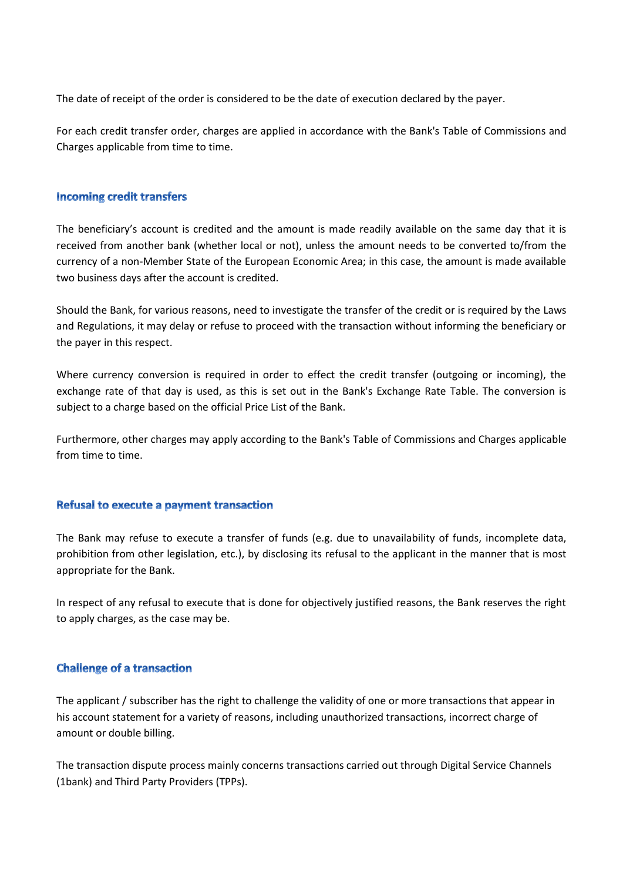The date of receipt of the order is considered to be the date of execution declared by the payer.

For each credit transfer order, charges are applied in accordance with the Bank's Table of Commissions and Charges applicable from time to time.

### Incoming credit transfers

The beneficiary's account is credited and the amount is made readily available on the same day that it is received from another bank (whether local or not), unless the amount needs to be converted to/from the currency of a non-Member State of the European Economic Area; in this case, the amount is made available two business days after the account is credited.

Should the Bank, for various reasons, need to investigate the transfer of the credit or is required by the Laws and Regulations, it may delay or refuse to proceed with the transaction without informing the beneficiary or the payer in this respect.

Where currency conversion is required in order to effect the credit transfer (outgoing or incoming), the exchange rate of that day is used, as this is set out in the Bank's Exchange Rate Table. The conversion is subject to a charge based on the official Price List of the Bank.

Furthermore, other charges may apply according to the Bank's Table of Commissions and Charges applicable from time to time.

### Refusal to execute a payment transaction

The Bank may refuse to execute a transfer of funds (e.g. due to unavailability of funds, incomplete data, prohibition from other legislation, etc.), by disclosing its refusal to the applicant in the manner that is most appropriate for the Bank.

In respect of any refusal to execute that is done for objectively justified reasons, the Bank reserves the right to apply charges, as the case may be.

### Challenge of a transaction

The applicant / subscriber has the right to challenge the validity of one or more transactions that appear in his account statement for a variety of reasons, including unauthorized transactions, incorrect charge of amount or double billing.

The transaction dispute process mainly concerns transactions carried out through Digital Service Channels (1bank) and Third Party Providers (TPPs).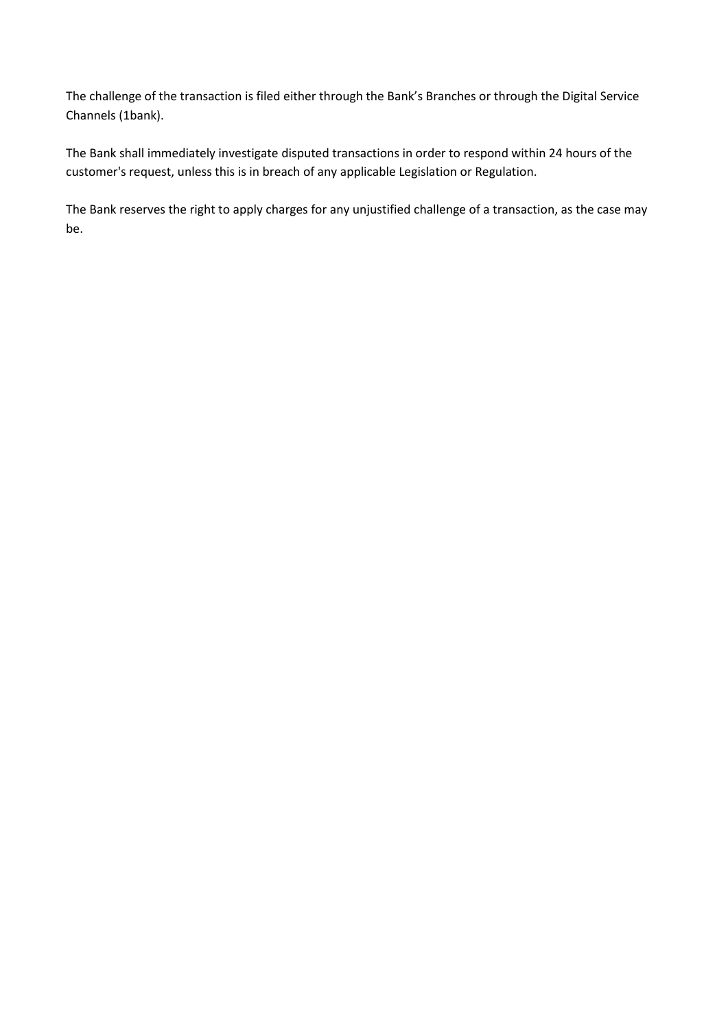The challenge of the transaction is filed either through the Bank's Branches or through the Digital Service Channels (1bank).

The Bank shall immediately investigate disputed transactions in order to respond within 24 hours of the customer's request, unless this is in breach of any applicable Legislation or Regulation.

The Bank reserves the right to apply charges for any unjustified challenge of a transaction, as the case may be.